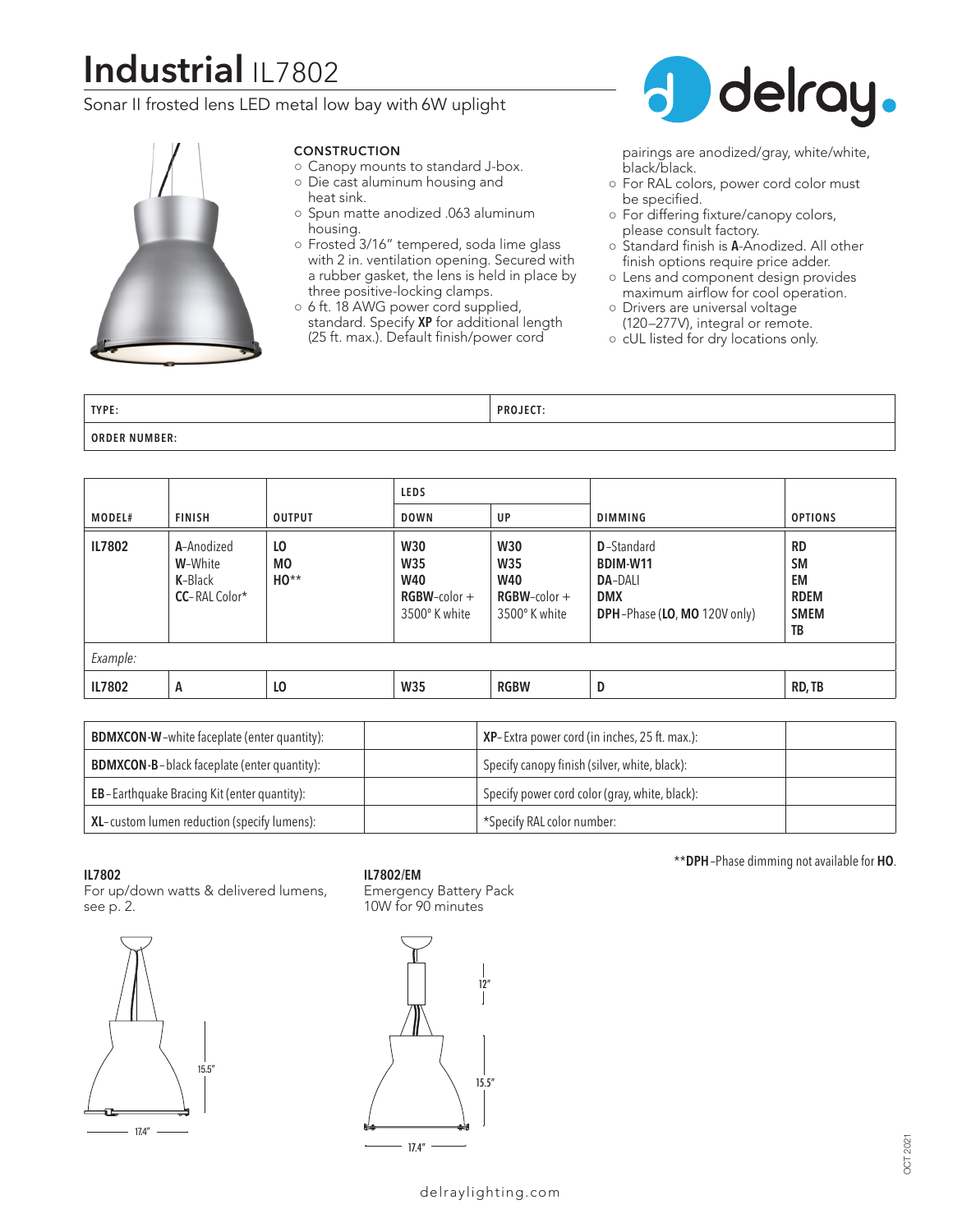# Industrial IL7802

Sonar II frosted lens LED metal low bay with 6W uplight

delray.

### CONSTRUCTION

- Canopy mounts to standard J-box.
- Die cast aluminum housing and heat sink.
- Spun matte anodized .063 aluminum housing.
- Frosted 3/16" tempered, soda lime glass with 2 in. ventilation opening. Secured with a rubber gasket, the lens is held in place by three positive-locking clamps.
- 6 ft. 18 AWG power cord supplied, standard. Specify **XP** for additional length (25 ft. max.). Default finish/power cord pairings are anodized/gray, white/white, black/black.
- For RAL colors, power cord color must be specified.
- For differing fixture/canopy colors, please consult factory.
- Standard finish is **A**-Anodized. All other finish options require price adder.
- Lens and component design provides maximum airflow for cool operation.
- Drivers are universal voltage (120–277V), integral or remote.
- cUL listed for dry locations only.

| TYPE: | PROJECT: |
|---|---|
| ORDER NUMBER: | |

| MODEL# | FINISH | OUTPUT | LEDS DOWN | LEDS UP | DIMMING | OPTIONS |
|---|---|---|---|---|---|---|
| **IL7802** | **A**-Anodized<br>**W**-White<br>**K**-Black<br>**CC**-RAL Color* | **LO**<br>**MO**<br>**HO**** | **W30**<br>**W35**<br>**W40**<br>**RGBW**-color + 3500° K white | **W30**<br>**W35**<br>**W40**<br>**RGBW**-color + 3500° K white | **D**-Standard<br>**BDIM-W11**<br>**DA**-DALI<br>**DMX**<br>**DPH**-Phase (**LO**, **MO** 120V only) | **RD**<br>**SM**<br>**EM**<br>**RDEM**<br>**SMEM**<br>**TB** |
| *Example:* | | | | | | |
| **IL7802** | **A** | **LO** | **W35** | **RGBW** | **D** | **RD, TB** |

| | | | |
|---|---|---|---|
| **BDMXCON-W**-white faceplate (enter quantity): | | **XP**-Extra power cord (in inches, 25 ft. max.): | |
| **BDMXCON-B**-black faceplate (enter quantity): | | Specify canopy finish (silver, white, black): | |
| **EB**-Earthquake Bracing Kit (enter quantity): | | Specify power cord color (gray, white, black): | |
| **XL**-custom lumen reduction (specify lumens): | | *Specify RAL color number: | |

****DPH**-Phase dimming not available for **HO**.

**IL7802**
For up/down watts & delivered lumens, see p. 2.

15.5"
17.4"

**IL7802/EM**
Emergency Battery Pack
10W for 90 minutes

12"
15.5"
17.4"

delraylighting.com

OCT 2021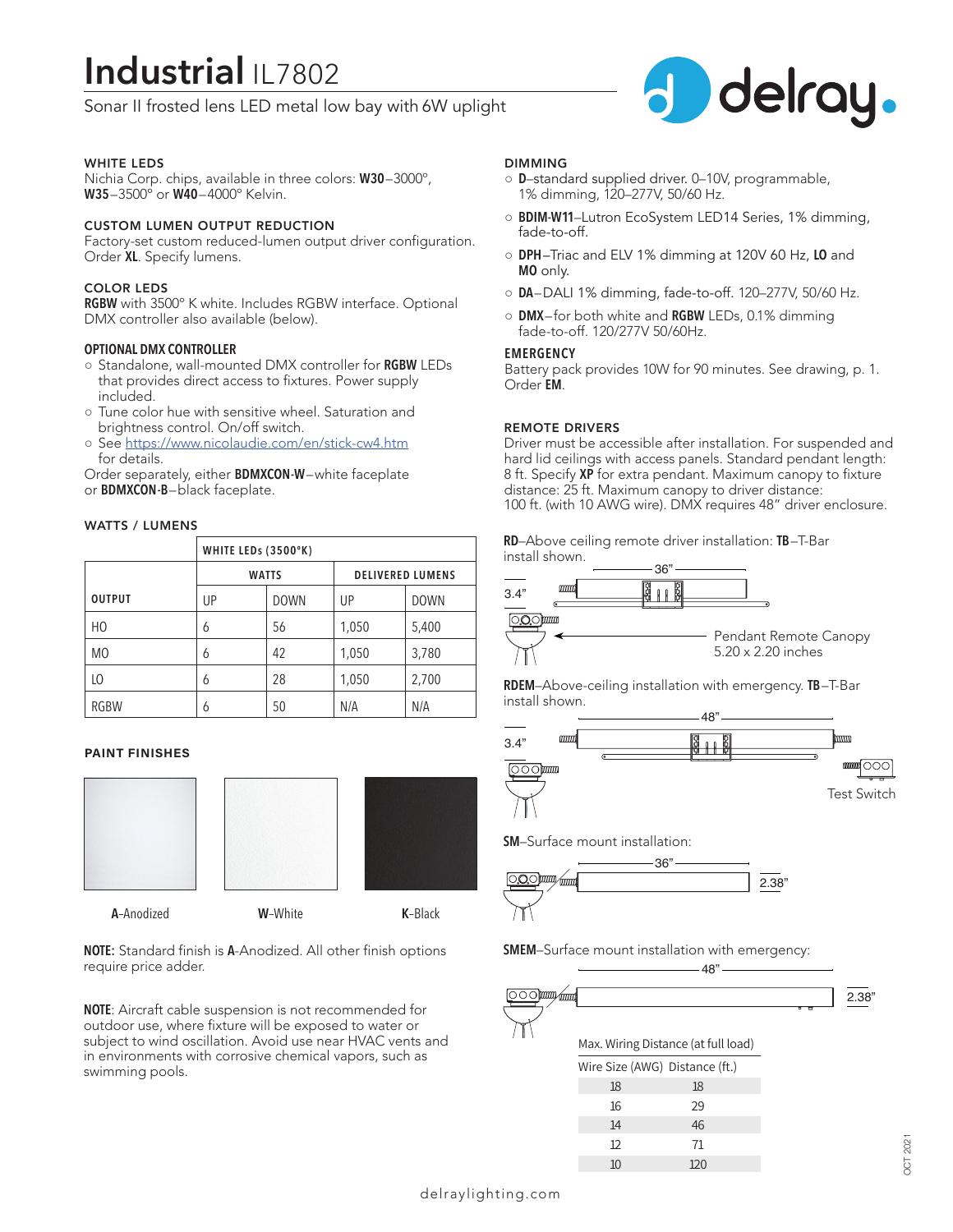# Industrial IL7802

Sonar II frosted lens LED metal low bay with 6W uplight

### WHITE LEDS

Nichia Corp. chips, available in three colors: **W30**–3000°, **W35**–3500° or **W40**–4000° Kelvin.

### CUSTOM LUMEN OUTPUT REDUCTION

Factory-set custom reduced-lumen output driver configuration. Order **XL**. Specify lumens.

### COLOR LEDS

**RGBW** with 3500° K white. Includes RGBW interface. Optional DMX controller also available (below).

### OPTIONAL DMX CONTROLLER

- Standalone, wall-mounted DMX controller for **RGBW** LEDs that provides direct access to fixtures. Power supply included.
- Tune color hue with sensitive wheel. Saturation and brightness control. On/off switch.
- See https://www.nicolaudie.com/en/stick-cw4.htm for details.

Order separately, either **BDMXCON-W**–white faceplate or **BDMXCON-B**–black faceplate.

### WATTS / LUMENS

| | WHITE LEDs (3500°K) | | | |
|---|---|---|---|---|
| | WATTS | | DELIVERED LUMENS | |
| OUTPUT | UP | DOWN | UP | DOWN |
| HO | 6 | 56 | 1,050 | 5,400 |
| MO | 6 | 42 | 1,050 | 3,780 |
| LO | 6 | 28 | 1,050 | 2,700 |
| RGBW | 6 | 50 | N/A | N/A |

### PAINT FINISHES

**A**-Anodized

**W**-White

**K**-Black

**NOTE:** Standard finish is **A**-Anodized. All other finish options require price adder.

**NOTE**: Aircraft cable suspension is not recommended for outdoor use, where fixture will be exposed to water or subject to wind oscillation. Avoid use near HVAC vents and in environments with corrosive chemical vapors, such as swimming pools.

### DIMMING

- **D**–standard supplied driver. 0–10V, programmable, 1% dimming, 120–277V, 50/60 Hz.
- **BDIM-W11**–Lutron EcoSystem LED14 Series, 1% dimming, fade-to-off.
- **DPH**–Triac and ELV 1% dimming at 120V 60 Hz, **LO** and **MO** only.
- **DA**–DALI 1% dimming, fade-to-off. 120–277V, 50/60 Hz.
- **DMX**–for both white and **RGBW** LEDs, 0.1% dimming fade-to-off. 120/277V 50/60Hz.

### EMERGENCY

Battery pack provides 10W for 90 minutes. See drawing, p. 1. Order **EM**.

### REMOTE DRIVERS

Driver must be accessible after installation. For suspended and hard lid ceilings with access panels. Standard pendant length: 8 ft. Specify **XP** for extra pendant. Maximum canopy to fixture distance: 25 ft. Maximum canopy to driver distance: 100 ft. (with 10 AWG wire). DMX requires 48" driver enclosure.

**RD**–Above ceiling remote driver installation: **TB**–T-Bar install shown.

36"

3.4"

Pendant Remote Canopy
5.20 x 2.20 inches

**RDEM**–Above-ceiling installation with emergency. **TB**–T-Bar install shown.

48"

3.4"

Test Switch

**SM**–Surface mount installation:

36"

2.38"

**SMEM**–Surface mount installation with emergency:

48"

2.38"

Max. Wiring Distance (at full load)

| Wire Size (AWG) | Distance (ft.) |
|---|---|
| 18 | 18 |
| 16 | 29 |
| 14 | 46 |
| 12 | 71 |
| 10 | 120 |

OCT 2021